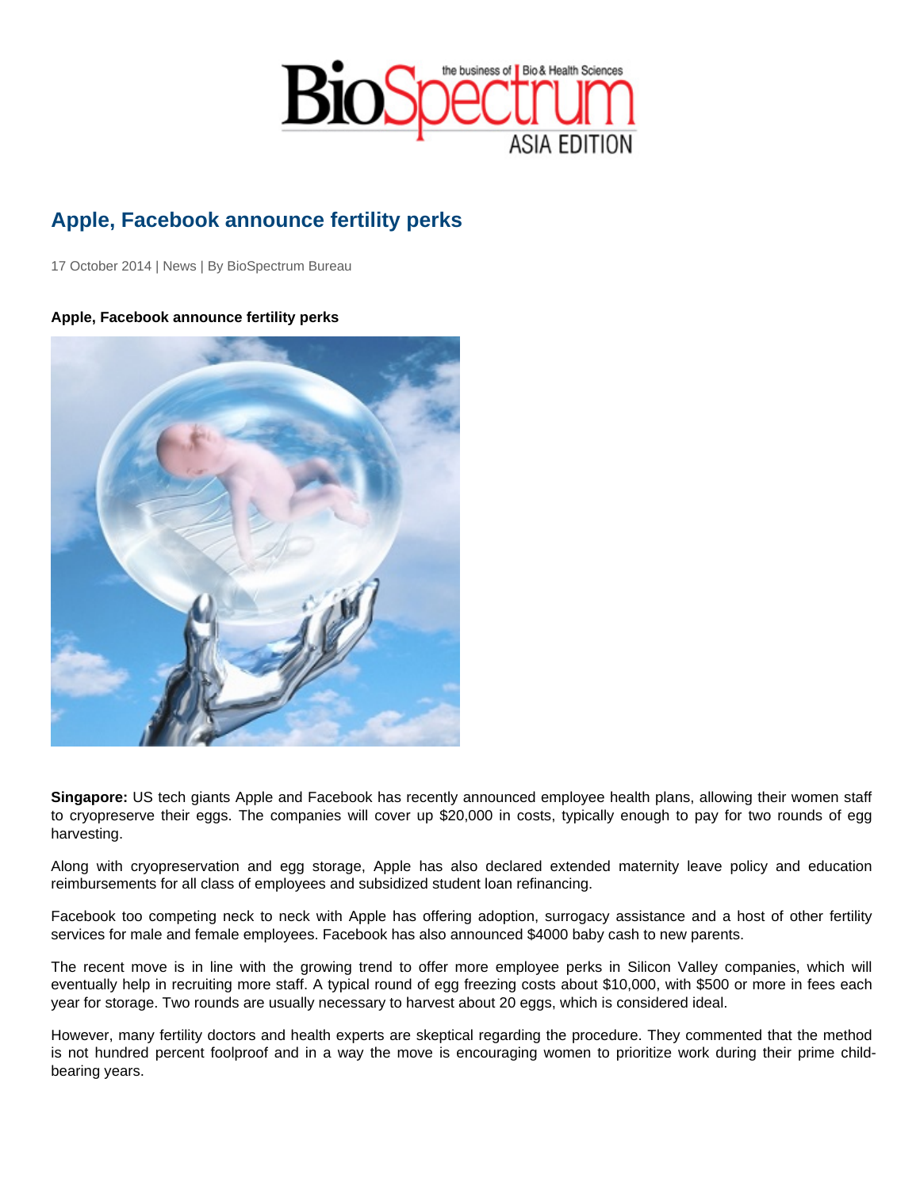# Apple, Facebook announce fertility perks

17 October 2014 | News | By BioSpectrum Bureau

**Apple, Facebook announce fertility perks**

**Singapore:** US tech giants Apple and Facebook has recently announced employee health plans, allowing their women staff to cryopreserve their eggs. The companies will cover up $20,000 in costs, typically enough to pay for two rounds of egg harvesting.

Along with cryopreservation and egg storage, Apple has also declared extended maternity leave policy and education reimbursements for all class of employees and subsidized student loan refinancing.

Facebook too competing neck to neck with Apple has offering adoption, surrogacy assistance and a host of other fertility services for male and female employees. Facebook has also announced $4000 baby cash to new parents.

The recent move is in line with the growing trend to offer more employee perks in Silicon Valley companies, which will eventually help in recruiting more staff. A typical round of egg freezing costs about $10,000, with $500 or more in fees each year for storage. Two rounds are usually necessary to harvest about 20 eggs, which is considered ideal.

However, many fertility doctors and health experts are skeptical regarding the procedure. They commented that the method is not hundred percent foolproof and in a way the move is encouraging women to prioritize work during their prime child-bearing years.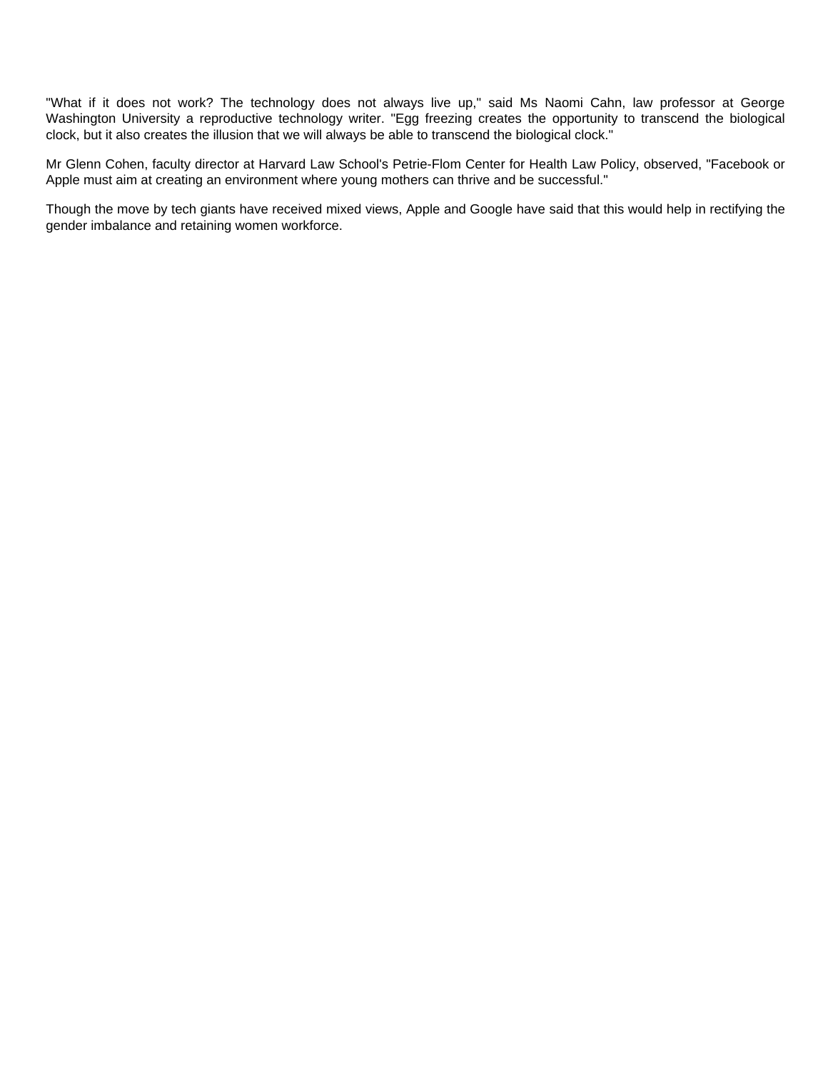"What if it does not work? The technology does not always live up," said Ms Naomi Cahn, law professor at George Washington University a reproductive technology writer. "Egg freezing creates the opportunity to transcend the biological clock, but it also creates the illusion that we will always be able to transcend the biological clock."

Mr Glenn Cohen, faculty director at Harvard Law School's Petrie-Flom Center for Health Law Policy, observed, "Facebook or Apple must aim at creating an environment where young mothers can thrive and be successful."

Though the move by tech giants have received mixed views, Apple and Google have said that this would help in rectifying the gender imbalance and retaining women workforce.